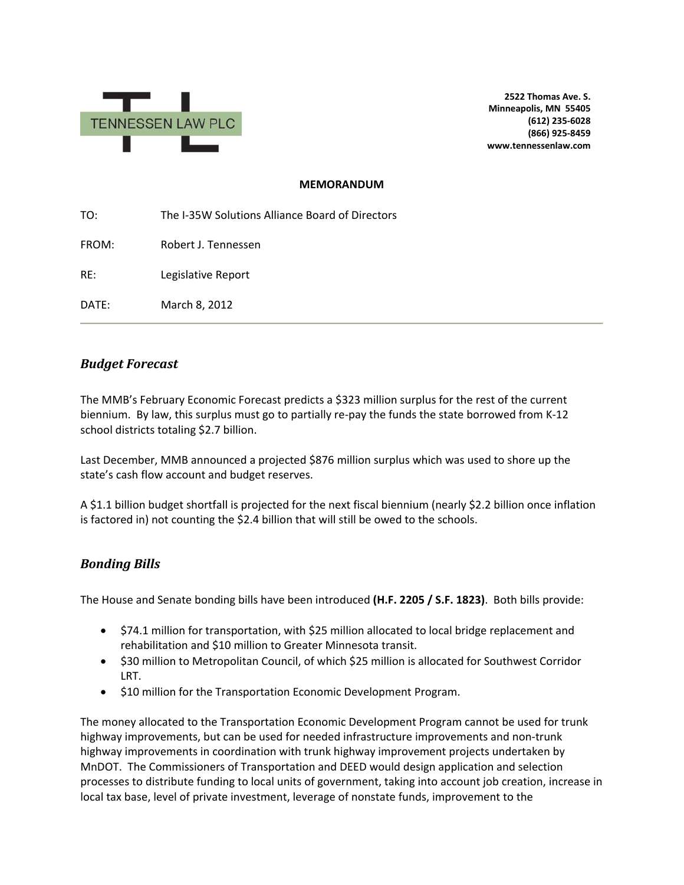TENNESSEN LAW PLC

**2522 Thomas Ave. S.**
**Minneapolis, MN 55405**
**(612) 235-6028**
**(866) 925-8459**
**www.tennessenlaw.com**

**MEMORANDUM**

TO: The I-35W Solutions Alliance Board of Directors

FROM: Robert J. Tennessen

RE: Legislative Report

DATE: March 8, 2012

---

## *Budget Forecast*

The MMB's February Economic Forecast predicts a $323 million surplus for the rest of the current biennium. By law, this surplus must go to partially re-pay the funds the state borrowed from K-12 school districts totaling $2.7 billion.

Last December, MMB announced a projected $876 million surplus which was used to shore up the state's cash flow account and budget reserves.

A $1.1 billion budget shortfall is projected for the next fiscal biennium (nearly $2.2 billion once inflation is factored in) not counting the $2.4 billion that will still be owed to the schools.

## *Bonding Bills*

The House and Senate bonding bills have been introduced **(H.F. 2205 / S.F. 1823)**. Both bills provide:

- $74.1 million for transportation, with $25 million allocated to local bridge replacement and rehabilitation and $10 million to Greater Minnesota transit.
- $30 million to Metropolitan Council, of which $25 million is allocated for Southwest Corridor LRT.
- $10 million for the Transportation Economic Development Program.

The money allocated to the Transportation Economic Development Program cannot be used for trunk highway improvements, but can be used for needed infrastructure improvements and non-trunk highway improvements in coordination with trunk highway improvement projects undertaken by MnDOT. The Commissioners of Transportation and DEED would design application and selection processes to distribute funding to local units of government, taking into account job creation, increase in local tax base, level of private investment, leverage of nonstate funds, improvement to the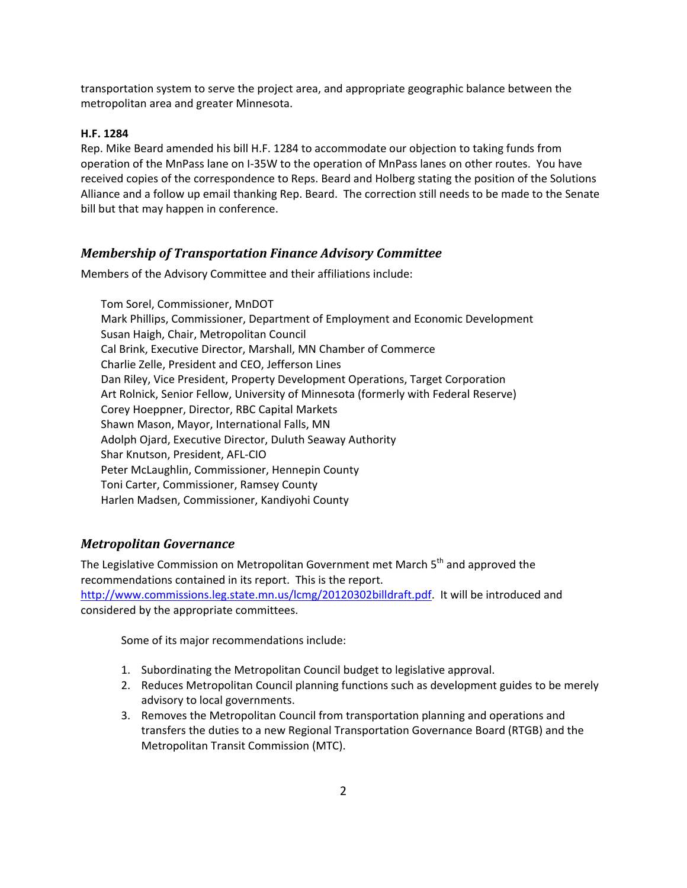transportation system to serve the project area, and appropriate geographic balance between the metropolitan area and greater Minnesota.

**H.F. 1284**

Rep. Mike Beard amended his bill H.F. 1284 to accommodate our objection to taking funds from operation of the MnPass lane on I-35W to the operation of MnPass lanes on other routes. You have received copies of the correspondence to Reps. Beard and Holberg stating the position of the Solutions Alliance and a follow up email thanking Rep. Beard. The correction still needs to be made to the Senate bill but that may happen in conference.

## *Membership of Transportation Finance Advisory Committee*

Members of the Advisory Committee and their affiliations include:

Tom Sorel, Commissioner, MnDOT
Mark Phillips, Commissioner, Department of Employment and Economic Development
Susan Haigh, Chair, Metropolitan Council
Cal Brink, Executive Director, Marshall, MN Chamber of Commerce
Charlie Zelle, President and CEO, Jefferson Lines
Dan Riley, Vice President, Property Development Operations, Target Corporation
Art Rolnick, Senior Fellow, University of Minnesota (formerly with Federal Reserve)
Corey Hoeppner, Director, RBC Capital Markets
Shawn Mason, Mayor, International Falls, MN
Adolph Ojard, Executive Director, Duluth Seaway Authority
Shar Knutson, President, AFL-CIO
Peter McLaughlin, Commissioner, Hennepin County
Toni Carter, Commissioner, Ramsey County
Harlen Madsen, Commissioner, Kandiyohi County

## *Metropolitan Governance*

The Legislative Commission on Metropolitan Government met March 5th and approved the recommendations contained in its report. This is the report. http://www.commissions.leg.state.mn.us/lcmg/20120302billdraft.pdf. It will be introduced and considered by the appropriate committees.

Some of its major recommendations include:

1. Subordinating the Metropolitan Council budget to legislative approval.
2. Reduces Metropolitan Council planning functions such as development guides to be merely advisory to local governments.
3. Removes the Metropolitan Council from transportation planning and operations and transfers the duties to a new Regional Transportation Governance Board (RTGB) and the Metropolitan Transit Commission (MTC).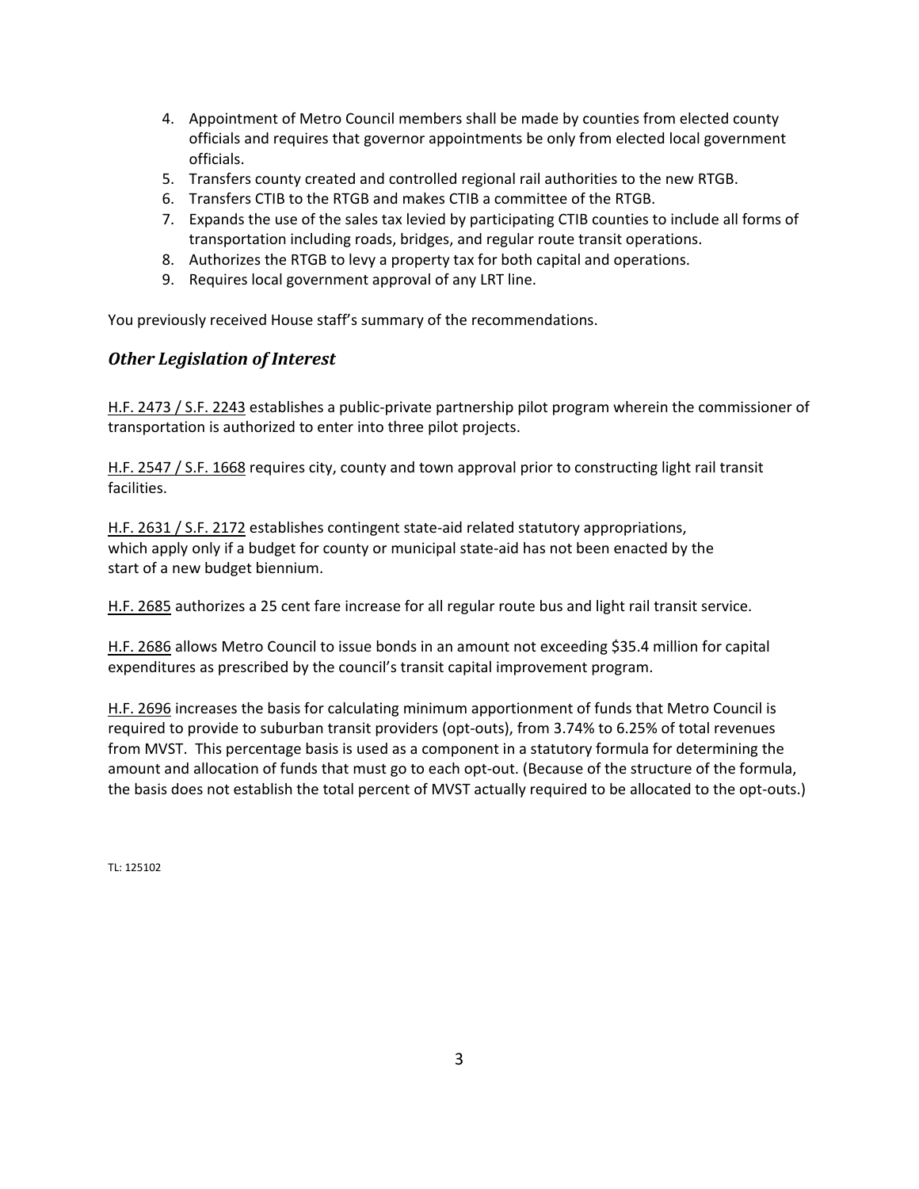4. Appointment of Metro Council members shall be made by counties from elected county officials and requires that governor appointments be only from elected local government officials.
5. Transfers county created and controlled regional rail authorities to the new RTGB.
6. Transfers CTIB to the RTGB and makes CTIB a committee of the RTGB.
7. Expands the use of the sales tax levied by participating CTIB counties to include all forms of transportation including roads, bridges, and regular route transit operations.
8. Authorizes the RTGB to levy a property tax for both capital and operations.
9. Requires local government approval of any LRT line.

You previously received House staff's summary of the recommendations.

### *Other Legislation of Interest*

H.F. 2473 / S.F. 2243 establishes a public-private partnership pilot program wherein the commissioner of transportation is authorized to enter into three pilot projects.

H.F. 2547 / S.F. 1668 requires city, county and town approval prior to constructing light rail transit facilities.

H.F. 2631 / S.F. 2172 establishes contingent state-aid related statutory appropriations, which apply only if a budget for county or municipal state-aid has not been enacted by the start of a new budget biennium.

H.F. 2685 authorizes a 25 cent fare increase for all regular route bus and light rail transit service.

H.F. 2686 allows Metro Council to issue bonds in an amount not exceeding $35.4 million for capital expenditures as prescribed by the council's transit capital improvement program.

H.F. 2696 increases the basis for calculating minimum apportionment of funds that Metro Council is required to provide to suburban transit providers (opt-outs), from 3.74% to 6.25% of total revenues from MVST. This percentage basis is used as a component in a statutory formula for determining the amount and allocation of funds that must go to each opt-out. (Because of the structure of the formula, the basis does not establish the total percent of MVST actually required to be allocated to the opt-outs.)

TL: 125102